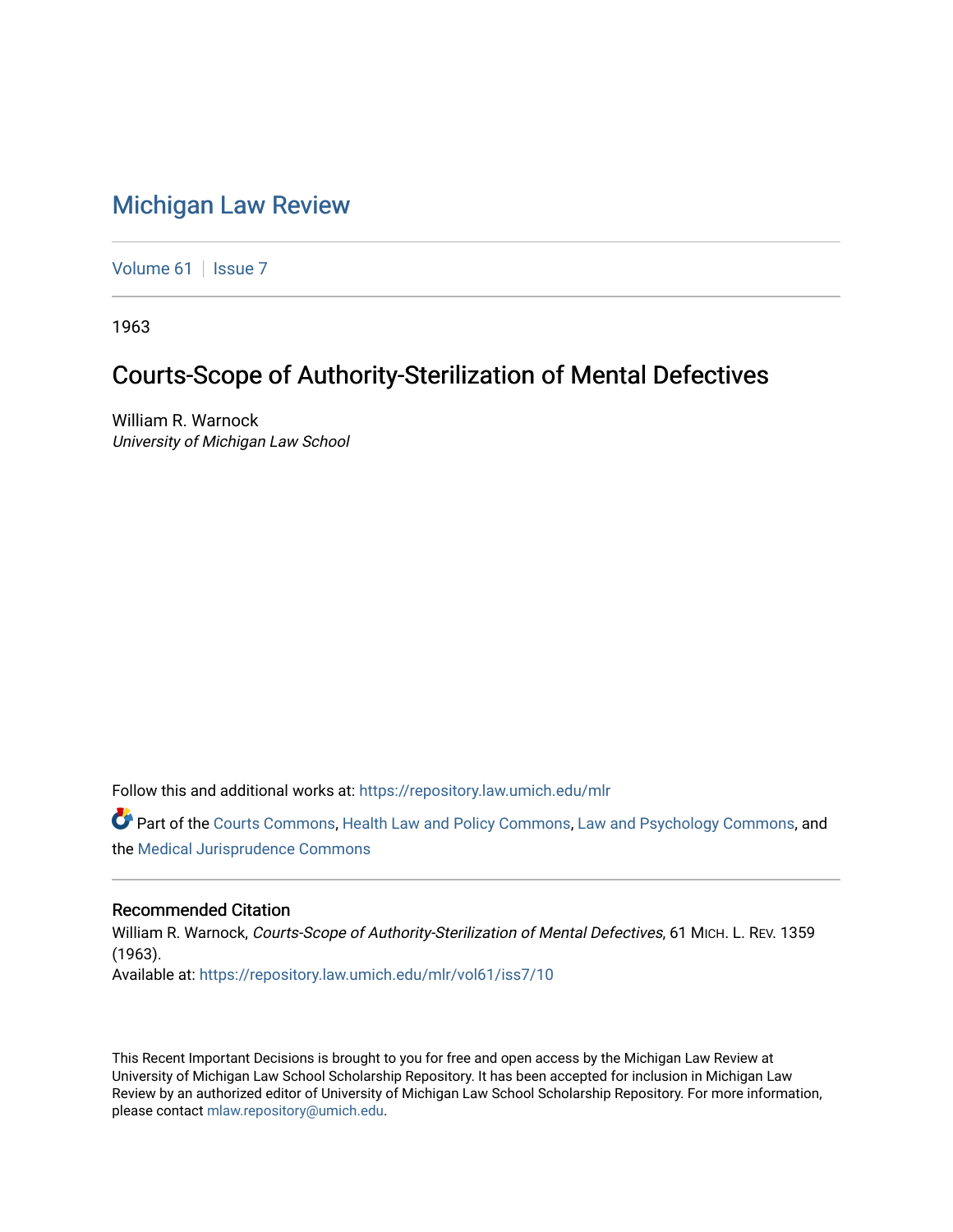# Michigan Law Review

Volume 61 | Issue 7

1963

## Courts-Scope of Authority-Sterilization of Mental Defectives

William R. Warnock
*University of Michigan Law School*

Follow this and additional works at: https://repository.law.umich.edu/mlr

Part of the Courts Commons, Health Law and Policy Commons, Law and Psychology Commons, and the Medical Jurisprudence Commons

### Recommended Citation

William R. Warnock, *Courts-Scope of Authority-Sterilization of Mental Defectives*, 61 MICH. L. REV. 1359 (1963).
Available at: https://repository.law.umich.edu/mlr/vol61/iss7/10

This Recent Important Decisions is brought to you for free and open access by the Michigan Law Review at University of Michigan Law School Scholarship Repository. It has been accepted for inclusion in Michigan Law Review by an authorized editor of University of Michigan Law School Scholarship Repository. For more information, please contact mlaw.repository@umich.edu.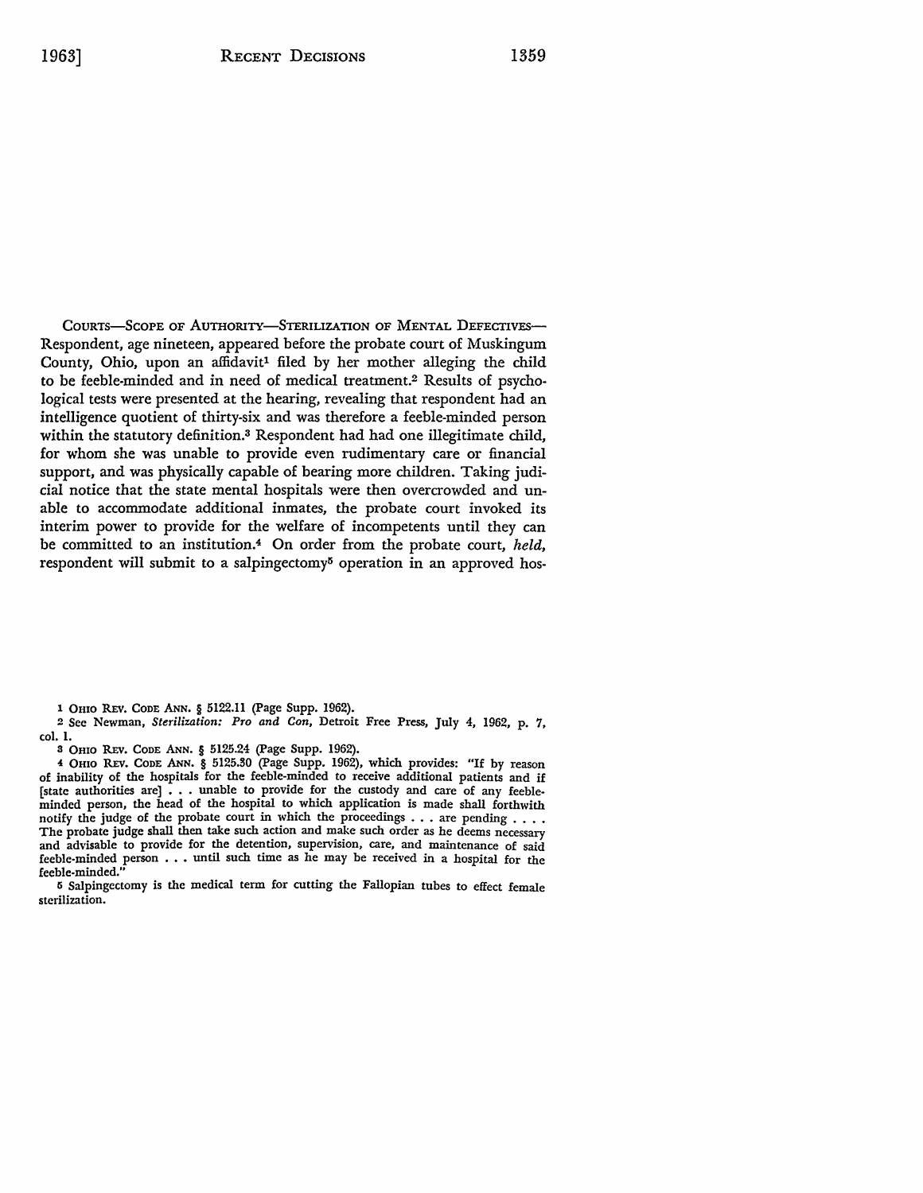COURTS—SCOPE OF AUTHORITY—STERILIZATION OF MENTAL DEFECTIVES—Respondent, age nineteen, appeared before the probate court of Muskingum County, Ohio, upon an affidavit[1] filed by her mother alleging the child to be feeble-minded and in need of medical treatment.[2] Results of psychological tests were presented at the hearing, revealing that respondent had an intelligence quotient of thirty-six and was therefore a feeble-minded person within the statutory definition.[3] Respondent had had one illegitimate child, for whom she was unable to provide even rudimentary care or financial support, and was physically capable of bearing more children. Taking judicial notice that the state mental hospitals were then overcrowded and unable to accommodate additional inmates, the probate court invoked its interim power to provide for the welfare of incompetents until they can be committed to an institution.[4] On order from the probate court, *held*, respondent will submit to a salpingectomy[5] operation in an approved hos-

---

[1] OHIO REV. CODE ANN. § 5122.11 (Page Supp. 1962).

[2] See Newman, *Sterilization: Pro and Con*, Detroit Free Press, July 4, 1962, p. 7, col. 1.

[3] OHIO REV. CODE ANN. § 5125.24 (Page Supp. 1962).

[4] OHIO REV. CODE ANN. § 5125.30 (Page Supp. 1962), which provides: "If by reason of inability of the hospitals for the feeble-minded to receive additional patients and if [state authorities are] . . . unable to provide for the custody and care of any feeble-minded person, the head of the hospital to which application is made shall forthwith notify the judge of the probate court in which the proceedings . . . are pending . . . . The probate judge shall then take such action and make such order as he deems necessary and advisable to provide for the detention, supervision, care, and maintenance of said feeble-minded person . . . until such time as he may be received in a hospital for the feeble-minded."

[5] Salpingectomy is the medical term for cutting the Fallopian tubes to effect female sterilization.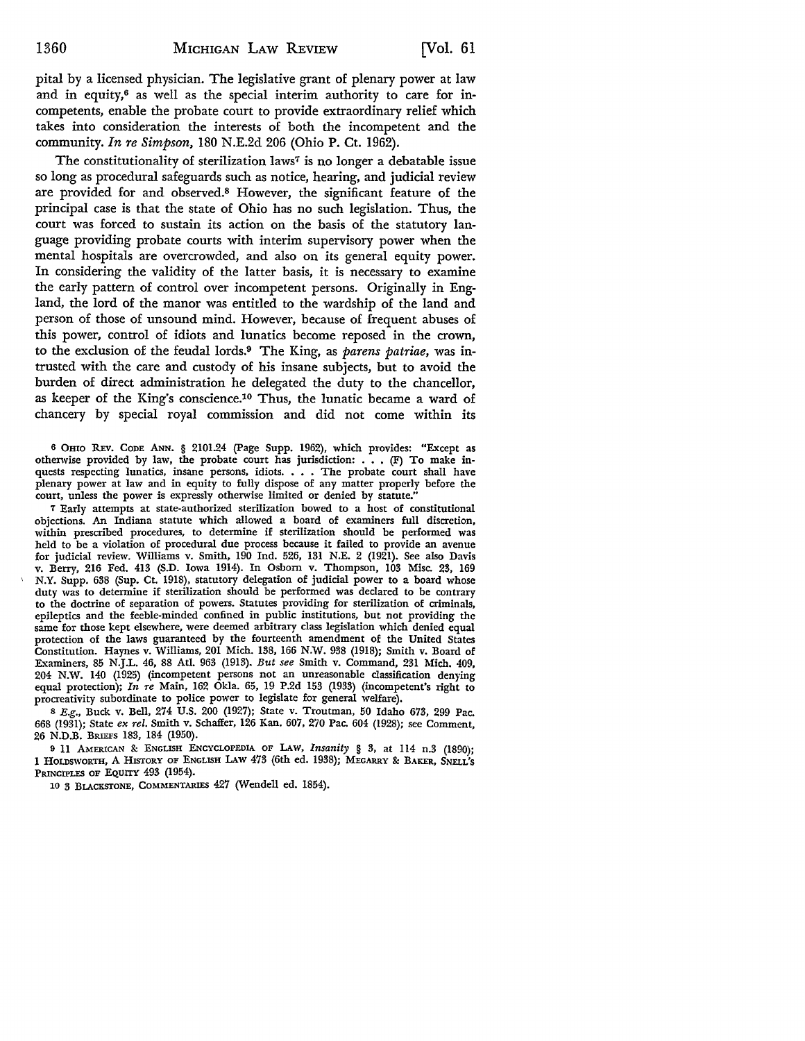pital by a licensed physician. The legislative grant of plenary power at law and in equity,[6] as well as the special interim authority to care for incompetents, enable the probate court to provide extraordinary relief which takes into consideration the interests of both the incompetent and the community. *In re Simpson*, 180 N.E.2d 206 (Ohio P. Ct. 1962).

The constitutionality of sterilization laws[7] is no longer a debatable issue so long as procedural safeguards such as notice, hearing, and judicial review are provided for and observed.[8] However, the significant feature of the principal case is that the state of Ohio has no such legislation. Thus, the court was forced to sustain its action on the basis of the statutory language providing probate courts with interim supervisory power when the mental hospitals are overcrowded, and also on its general equity power. In considering the validity of the latter basis, it is necessary to examine the early pattern of control over incompetent persons. Originally in England, the lord of the manor was entitled to the wardship of the land and person of those of unsound mind. However, because of frequent abuses of this power, control of idiots and lunatics become reposed in the crown, to the exclusion of the feudal lords.[9] The King, as *parens patriae*, was intrusted with the care and custody of his insane subjects, but to avoid the burden of direct administration he delegated the duty to the chancellor, as keeper of the King's conscience.[10] Thus, the lunatic became a ward of chancery by special royal commission and did not come within its

---

[6] OHIO REV. CODE ANN. § 2101.24 (Page Supp. 1962), which provides: "Except as otherwise provided by law, the probate court has jurisdiction: . . . (F) To make inquests respecting lunatics, insane persons, idiots. . . . The probate court shall have plenary power at law and in equity to fully dispose of any matter properly before the court, unless the power is expressly otherwise limited or denied by statute."

[7] Early attempts at state-authorized sterilization bowed to a host of constitutional objections. An Indiana statute which allowed a board of examiners full discretion, within prescribed procedures, to determine if sterilization should be performed was held to be a violation of procedural due process because it failed to provide an avenue for judicial review. Williams v. Smith, 190 Ind. 526, 131 N.E. 2 (1921). See also Davis v. Berry, 216 Fed. 413 (S.D. Iowa 1914). In Osborn v. Thompson, 103 Misc. 23, 169 N.Y. Supp. 638 (Sup. Ct. 1918), statutory delegation of judicial power to a board whose duty was to determine if sterilization should be performed was declared to be contrary to the doctrine of separation of powers. Statutes providing for sterilization of criminals, epileptics and the feeble-minded confined in public institutions, but not providing the same for those kept elsewhere, were deemed arbitrary class legislation which denied equal protection of the laws guaranteed by the fourteenth amendment of the United States Constitution. Haynes v. Williams, 201 Mich. 138, 166 N.W. 938 (1918); Smith v. Board of Examiners, 85 N.J.L. 46, 88 Atl. 963 (1913). *But see* Smith v. Command, 231 Mich. 409, 204 N.W. 140 (1925) (incompetent persons not an unreasonable classification denying equal protection); *In re* Main, 162 Okla. 65, 19 P.2d 153 (1933) (incompetent's right to procreativity subordinate to police power to legislate for general welfare).

[8] *E.g.*, Buck v. Bell, 274 U.S. 200 (1927); State v. Troutman, 50 Idaho 673, 299 Pac. 668 (1931); State *ex rel.* Smith v. Schaffer, 126 Kan. 607, 270 Pac. 604 (1928); see Comment, 26 N.D.B. BRIEFS 183, 184 (1950).

[9] 11 AMERICAN & ENGLISH ENCYCLOPEDIA OF LAW, *Insanity* § 3, at 114 n.3 (1890); 1 HOLDSWORTH, A HISTORY OF ENGLISH LAW 473 (6th ed. 1938); MEGARRY & BAKER, SNELL'S PRINCIPLES OF EQUITY 493 (1954).

[10] 3 BLACKSTONE, COMMENTARIES 427 (Wendell ed. 1854).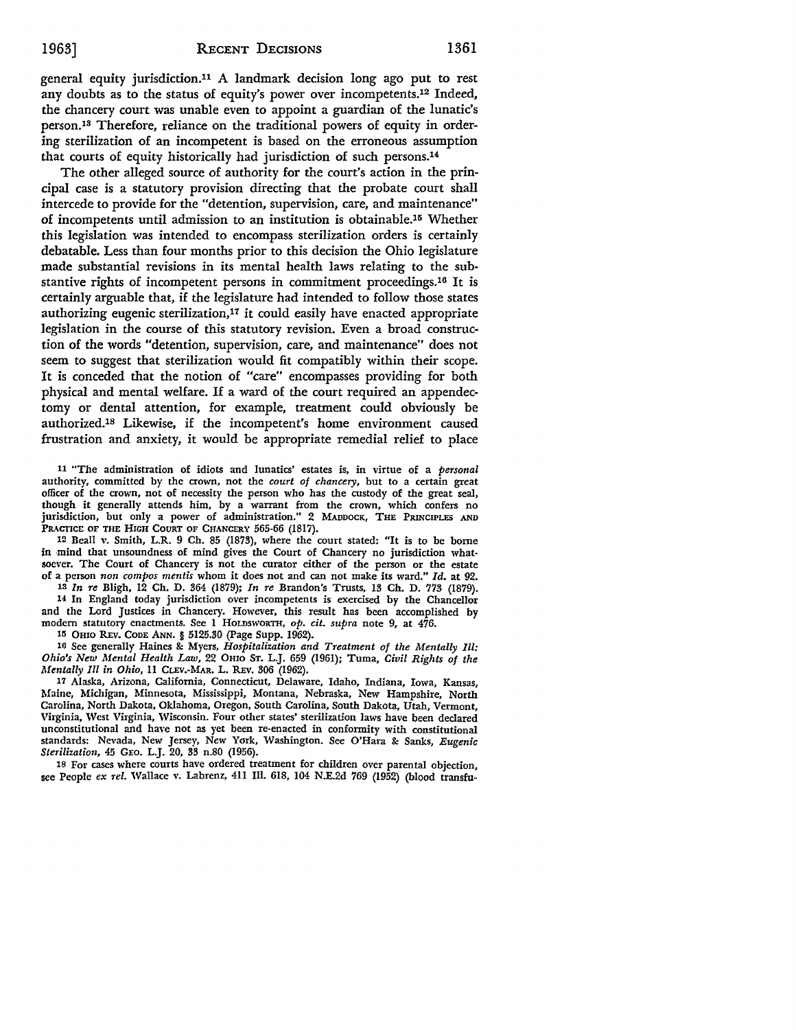general equity jurisdiction.[11] A landmark decision long ago put to rest any doubts as to the status of equity's power over incompetents.[12] Indeed, the chancery court was unable even to appoint a guardian of the lunatic's person.[13] Therefore, reliance on the traditional powers of equity in ordering sterilization of an incompetent is based on the erroneous assumption that courts of equity historically had jurisdiction of such persons.[14]

The other alleged source of authority for the court's action in the principal case is a statutory provision directing that the probate court shall intercede to provide for the "detention, supervision, care, and maintenance" of incompetents until admission to an institution is obtainable.[15] Whether this legislation was intended to encompass sterilization orders is certainly debatable. Less than four months prior to this decision the Ohio legislature made substantial revisions in its mental health laws relating to the substantive rights of incompetent persons in commitment proceedings.[16] It is certainly arguable that, if the legislature had intended to follow those states authorizing eugenic sterilization,[17] it could easily have enacted appropriate legislation in the course of this statutory revision. Even a broad construction of the words "detention, supervision, care, and maintenance" does not seem to suggest that sterilization would fit compatibly within their scope. It is conceded that the notion of "care" encompasses providing for both physical and mental welfare. If a ward of the court required an appendectomy or dental attention, for example, treatment could obviously be authorized.[18] Likewise, if the incompetent's home environment caused frustration and anxiety, it would be appropriate remedial relief to place

---

[11] "The administration of idiots and lunatics' estates is, in virtue of a *personal* authority, committed by the crown, not the *court of chancery*, but to a certain great officer of the crown, not of necessity the person who has the custody of the great seal, though it generally attends him, by a warrant from the crown, which confers no jurisdiction, but only a power of administration." 2 MADDOCK, THE PRINCIPLES AND PRACTICE OF THE HIGH COURT OF CHANCERY 565-66 (1817).

[12] Beall v. Smith, L.R. 9 Ch. 85 (1873), where the court stated: "It is to be borne in mind that unsoundness of mind gives the Court of Chancery no jurisdiction whatsoever. The Court of Chancery is not the curator either of the person or the estate of a person *non compos mentis* whom it does not and can not make its ward." *Id.* at 92.

[13] *In re* Bligh, 12 Ch. D. 364 (1879); *In re* Brandon's Trusts, 13 Ch. D. 773 (1879).

[14] In England today jurisdiction over incompetents is exercised by the Chancellor and the Lord Justices in Chancery. However, this result has been accomplished by modern statutory enactments. See 1 HOLDSWORTH, *op. cit. supra* note 9, at 476.

[15] OHIO REV. CODE ANN. § 5125.30 (Page Supp. 1962).

[16] See generally Haines & Myers, *Hospitalization and Treatment of the Mentally Ill: Ohio's New Mental Health Law*, 22 OHIO ST. L.J. 659 (1961); Tuma, *Civil Rights of the Mentally Ill in Ohio*, 11 CLEV.-MAR. L. REV. 306 (1962).

[17] Alaska, Arizona, California, Connecticut, Delaware, Idaho, Indiana, Iowa, Kansas, Maine, Michigan, Minnesota, Mississippi, Montana, Nebraska, New Hampshire, North Carolina, North Dakota, Oklahoma, Oregon, South Carolina, South Dakota, Utah, Vermont, Virginia, West Virginia, Wisconsin. Four other states' sterilization laws have been declared unconstitutional and have not as yet been re-enacted in conformity with constitutional standards: Nevada, New Jersey, New York, Washington. See O'Hara & Sanks, *Eugenic Sterilization*, 45 GEO. L.J. 20, 33 n.80 (1956).

[18] For cases where courts have ordered treatment for children over parental objection, see People *ex rel.* Wallace v. Labrenz, 411 Ill. 618, 104 N.E.2d 769 (1952) (blood transfu-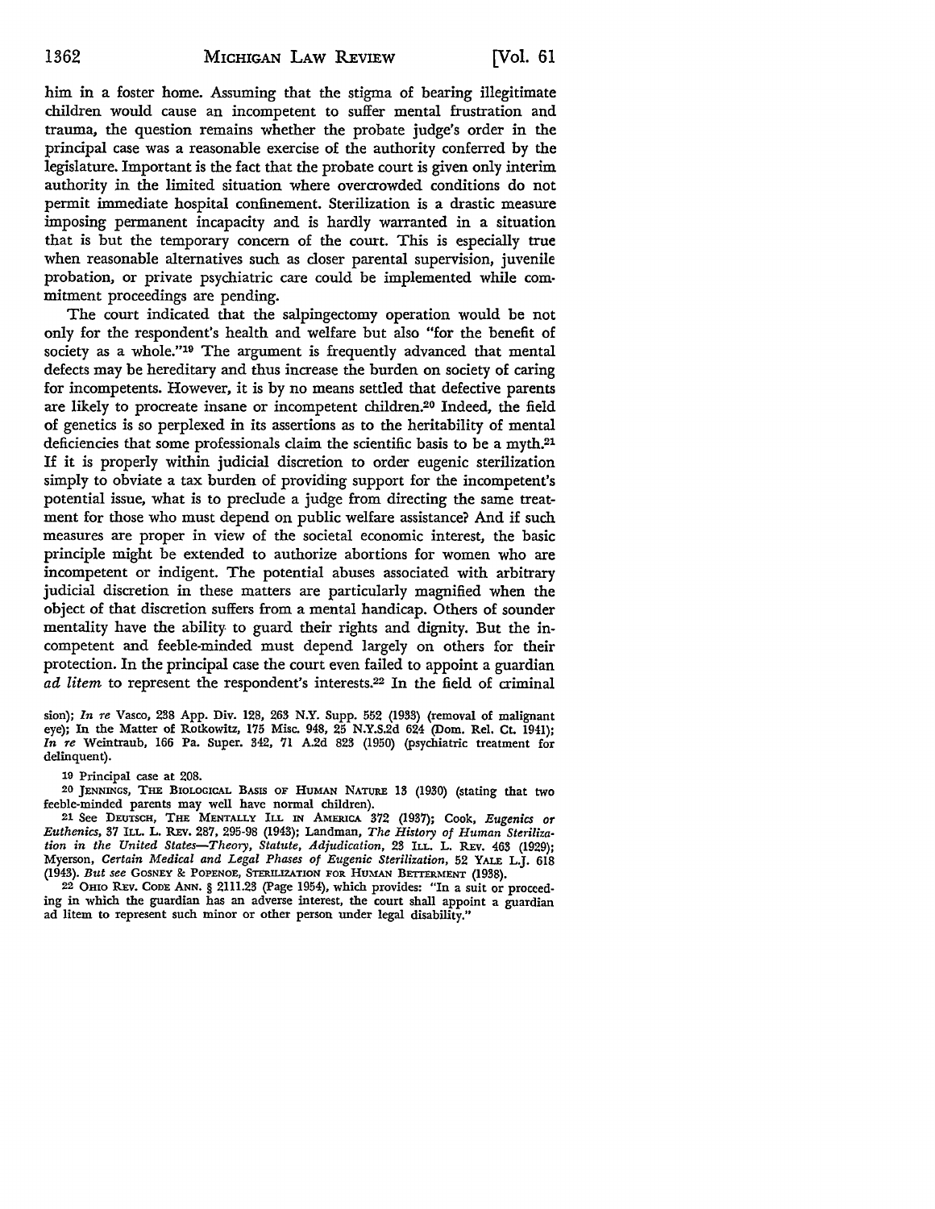him in a foster home. Assuming that the stigma of bearing illegitimate children would cause an incompetent to suffer mental frustration and trauma, the question remains whether the probate judge's order in the principal case was a reasonable exercise of the authority conferred by the legislature. Important is the fact that the probate court is given only interim authority in the limited situation where overcrowded conditions do not permit immediate hospital confinement. Sterilization is a drastic measure imposing permanent incapacity and is hardly warranted in a situation that is but the temporary concern of the court. This is especially true when reasonable alternatives such as closer parental supervision, juvenile probation, or private psychiatric care could be implemented while commitment proceedings are pending.

The court indicated that the salpingectomy operation would be not only for the respondent's health and welfare but also "for the benefit of society as a whole."[19] The argument is frequently advanced that mental defects may be hereditary and thus increase the burden on society of caring for incompetents. However, it is by no means settled that defective parents are likely to procreate insane or incompetent children.[20] Indeed, the field of genetics is so perplexed in its assertions as to the heritability of mental deficiencies that some professionals claim the scientific basis to be a myth.[21] If it is properly within judicial discretion to order eugenic sterilization simply to obviate a tax burden of providing support for the incompetent's potential issue, what is to preclude a judge from directing the same treatment for those who must depend on public welfare assistance? And if such measures are proper in view of the societal economic interest, the basic principle might be extended to authorize abortions for women who are incompetent or indigent. The potential abuses associated with arbitrary judicial discretion in these matters are particularly magnified when the object of that discretion suffers from a mental handicap. Others of sounder mentality have the ability to guard their rights and dignity. But the incompetent and feeble-minded must depend largely on others for their protection. In the principal case the court even failed to appoint a guardian *ad litem* to represent the respondent's interests.[22] In the field of criminal

sion); *In re* Vasco, 238 App. Div. 128, 263 N.Y. Supp. 552 (1933) (removal of malignant eye); In the Matter of Rotkowitz, 175 Misc. 948, 25 N.Y.S.2d 624 (Dom. Rel. Ct. 1941); *In re* Weintraub, 166 Pa. Super. 342, 71 A.2d 823 (1950) (psychiatric treatment for delinquent).

19 Principal case at 208.

20 JENNINGS, THE BIOLOGICAL BASIS OF HUMAN NATURE 13 (1930) (stating that two feeble-minded parents may well have normal children).

21 See DEUTSCH, THE MENTALLY ILL IN AMERICA 372 (1937); Cook, *Eugenics or Euthenics*, 37 ILL. L. REV. 287, 295-98 (1943); Landman, *The History of Human Sterilization in the United States—Theory, Statute, Adjudication*, 23 ILL. L. REV. 463 (1929); Myerson, *Certain Medical and Legal Phases of Eugenic Sterilization*, 52 YALE L.J. 618 (1943). *But see* GOSNEY & POPENOE, STERILIZATION FOR HUMAN BETTERMENT (1938).

22 OHIO REV. CODE ANN. § 2111.23 (Page 1954), which provides: "In a suit or proceeding in which the guardian has an adverse interest, the court shall appoint a guardian ad litem to represent such minor or other person under legal disability."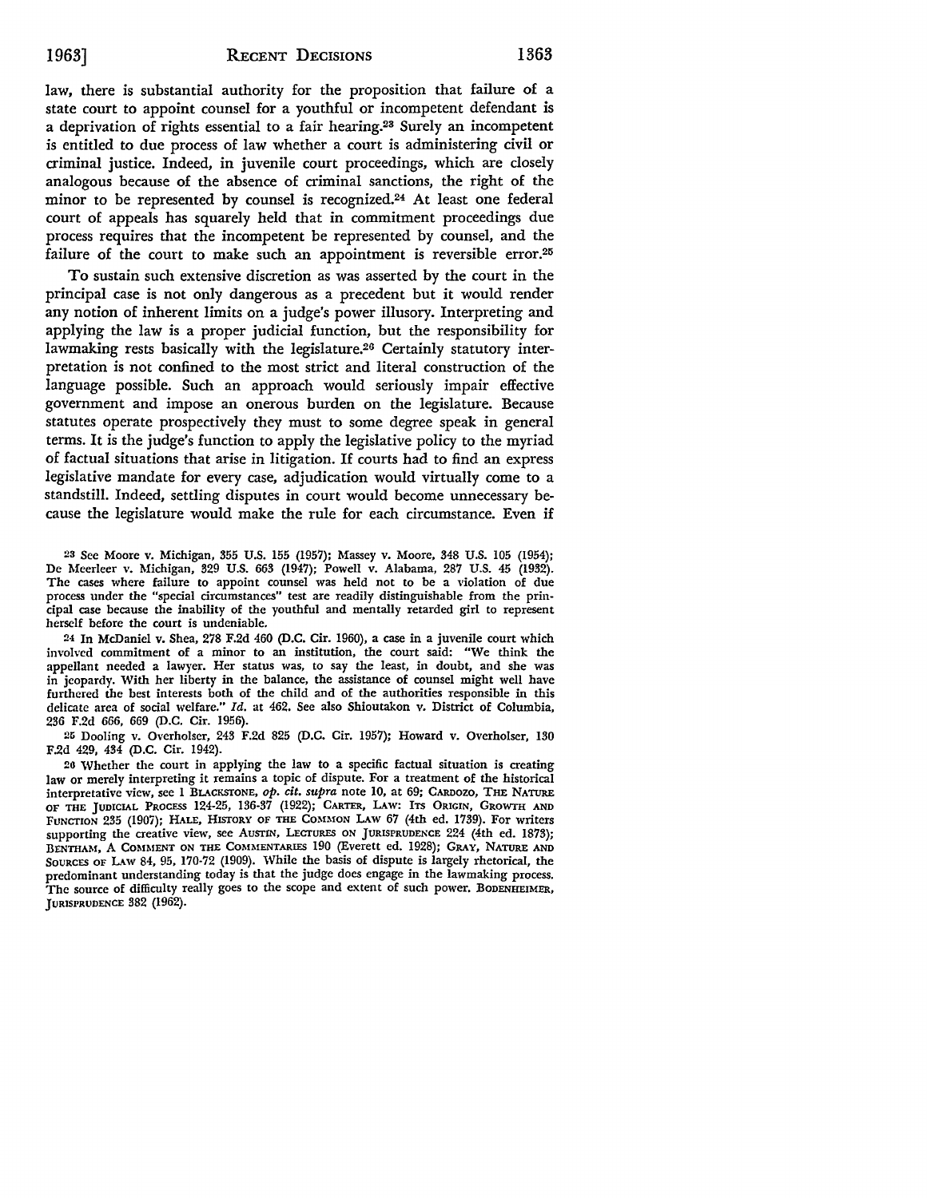law, there is substantial authority for the proposition that failure of a state court to appoint counsel for a youthful or incompetent defendant is a deprivation of rights essential to a fair hearing.[23] Surely an incompetent is entitled to due process of law whether a court is administering civil or criminal justice. Indeed, in juvenile court proceedings, which are closely analogous because of the absence of criminal sanctions, the right of the minor to be represented by counsel is recognized.[24] At least one federal court of appeals has squarely held that in commitment proceedings due process requires that the incompetent be represented by counsel, and the failure of the court to make such an appointment is reversible error.[25]

To sustain such extensive discretion as was asserted by the court in the principal case is not only dangerous as a precedent but it would render any notion of inherent limits on a judge's power illusory. Interpreting and applying the law is a proper judicial function, but the responsibility for lawmaking rests basically with the legislature.[26] Certainly statutory interpretation is not confined to the most strict and literal construction of the language possible. Such an approach would seriously impair effective government and impose an onerous burden on the legislature. Because statutes operate prospectively they must to some degree speak in general terms. It is the judge's function to apply the legislative policy to the myriad of factual situations that arise in litigation. If courts had to find an express legislative mandate for every case, adjudication would virtually come to a standstill. Indeed, settling disputes in court would become unnecessary because the legislature would make the rule for each circumstance. Even if

[23] See Moore v. Michigan, 355 U.S. 155 (1957); Massey v. Moore, 348 U.S. 105 (1954); De Meerleer v. Michigan, 329 U.S. 663 (1947); Powell v. Alabama, 287 U.S. 45 (1932). The cases where failure to appoint counsel was held not to be a violation of due process under the "special circumstances" test are readily distinguishable from the principal case because the inability of the youthful and mentally retarded girl to represent herself before the court is undeniable.

[24] In McDaniel v. Shea, 278 F.2d 460 (D.C. Cir. 1960), a case in a juvenile court which involved commitment of a minor to an institution, the court said: "We think the appellant needed a lawyer. Her status was, to say the least, in doubt, and she was in jeopardy. With her liberty in the balance, the assistance of counsel might well have furthered the best interests both of the child and of the authorities responsible in this delicate area of social welfare." *Id.* at 462. See also Shioutakon v. District of Columbia, 236 F.2d 666, 669 (D.C. Cir. 1956).

[25] Dooling v. Overholser, 243 F.2d 825 (D.C. Cir. 1957); Howard v. Overholser, 130 F.2d 429, 434 (D.C. Cir. 1942).

[26] Whether the court in applying the law to a specific factual situation is creating law or merely interpreting it remains a topic of dispute. For a treatment of the historical interpretative view, see 1 BLACKSTONE, *op. cit. supra* note 10, at 69; CARDOZO, THE NATURE OF THE JUDICIAL PROCESS 124-25, 136-37 (1922); CARTER, LAW: ITS ORIGIN, GROWTH AND FUNCTION 235 (1907); HALE, HISTORY OF THE COMMON LAW 67 (4th ed. 1739). For writers supporting the creative view, see AUSTIN, LECTURES ON JURISPRUDENCE 224 (4th ed. 1873); BENTHAM, A COMMENT ON THE COMMENTARIES 190 (Everett ed. 1928); GRAY, NATURE AND SOURCES OF LAW 84, 95, 170-72 (1909). While the basis of dispute is largely rhetorical, the predominant understanding today is that the judge does engage in the lawmaking process. The source of difficulty really goes to the scope and extent of such power. BODENHEIMER, JURISPRUDENCE 382 (1962).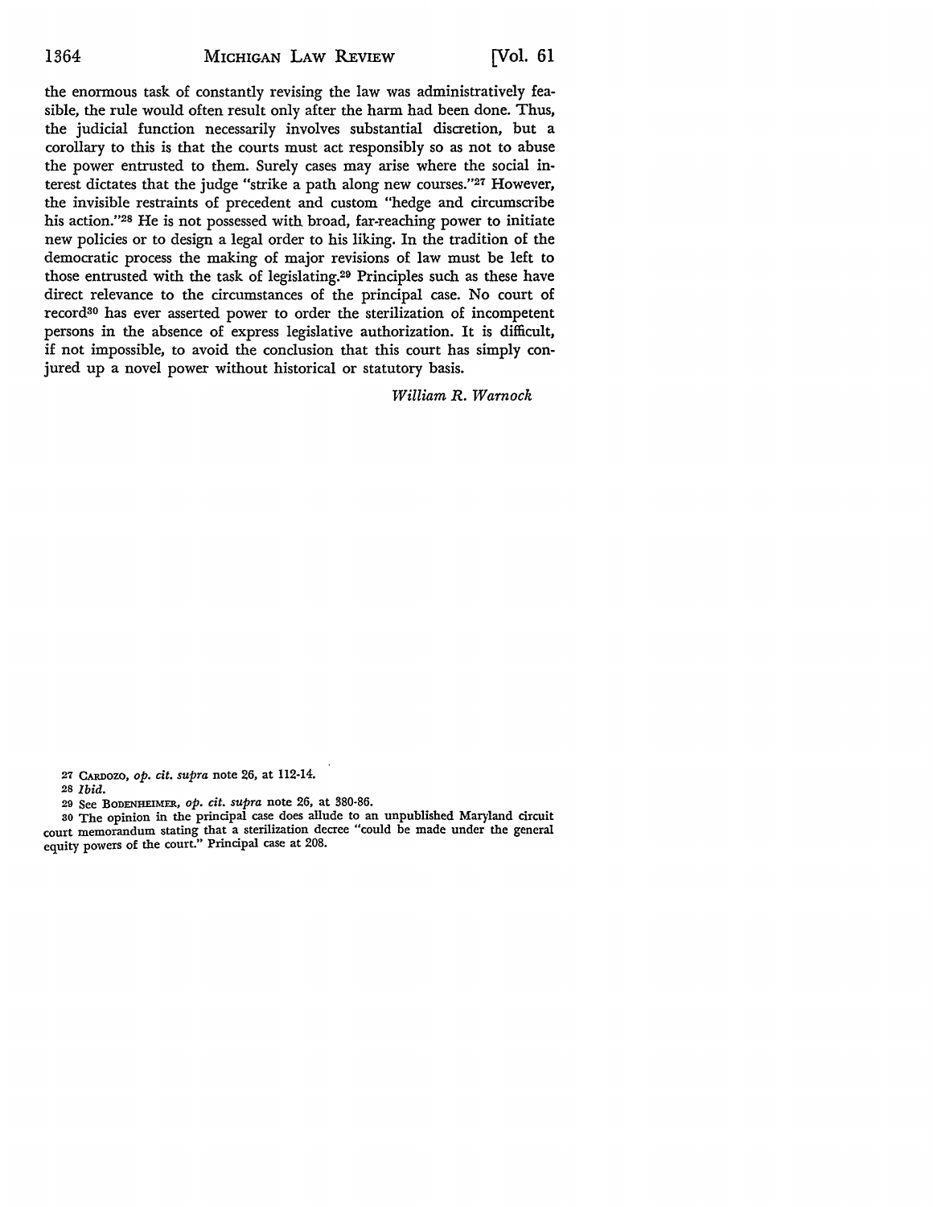the enormous task of constantly revising the law was administratively feasible, the rule would often result only after the harm had been done. Thus, the judicial function necessarily involves substantial discretion, but a corollary to this is that the courts must act responsibly so as not to abuse the power entrusted to them. Surely cases may arise where the social interest dictates that the judge "strike a path along new courses."[27] However, the invisible restraints of precedent and custom "hedge and circumscribe his action."[28] He is not possessed with broad, far-reaching power to initiate new policies or to design a legal order to his liking. In the tradition of the democratic process the making of major revisions of law must be left to those entrusted with the task of legislating.[29] Principles such as these have direct relevance to the circumstances of the principal case. No court of record[30] has ever asserted power to order the sterilization of incompetent persons in the absence of express legislative authorization. It is difficult, if not impossible, to avoid the conclusion that this court has simply conjured up a novel power without historical or statutory basis.

*William R. Warnock*

---

27 CARDOZO, *op. cit. supra* note 26, at 112-14.

28 *Ibid.*

29 See BODENHEIMER, *op. cit. supra* note 26, at 380-86.

30 The opinion in the principal case does allude to an unpublished Maryland circuit court memorandum stating that a sterilization decree "could be made under the general equity powers of the court." Principal case at 208.